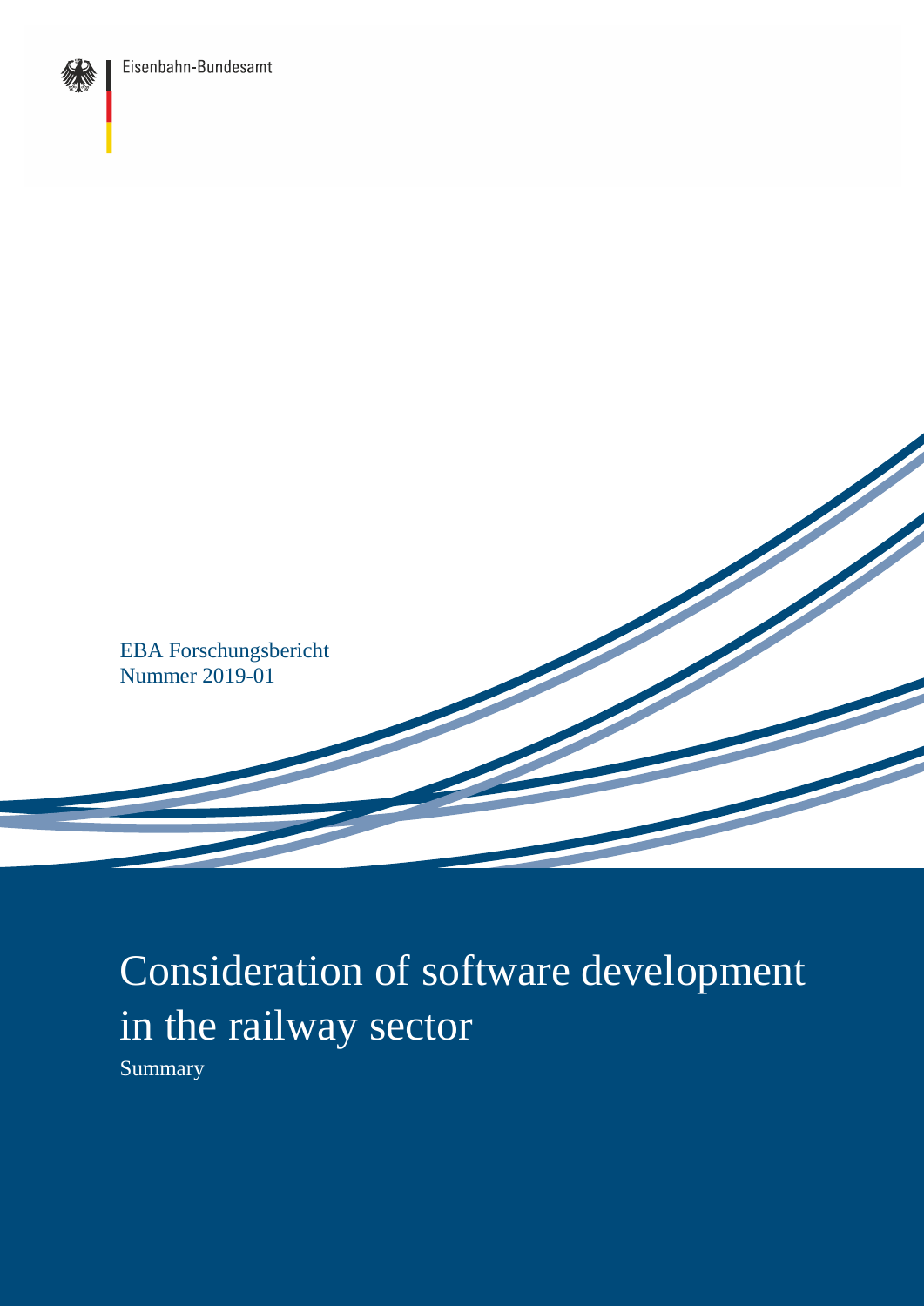Eisenbahn-Bundesamt

EBA Forschungsbericht
Nummer 2019-01

# Consideration of software development in the railway sector

Summary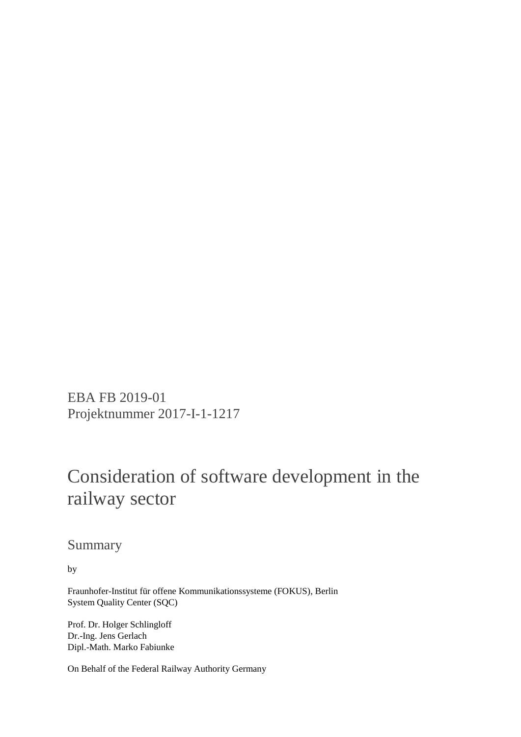EBA FB 2019-01
Projektnummer 2017-I-1-1217

# Consideration of software development in the railway sector

## Summary

by

Fraunhofer-Institut für offene Kommunikationssysteme (FOKUS), Berlin
System Quality Center (SQC)

Prof. Dr. Holger Schlingloff
Dr.-Ing. Jens Gerlach
Dipl.-Math. Marko Fabiunke

On Behalf of the Federal Railway Authority Germany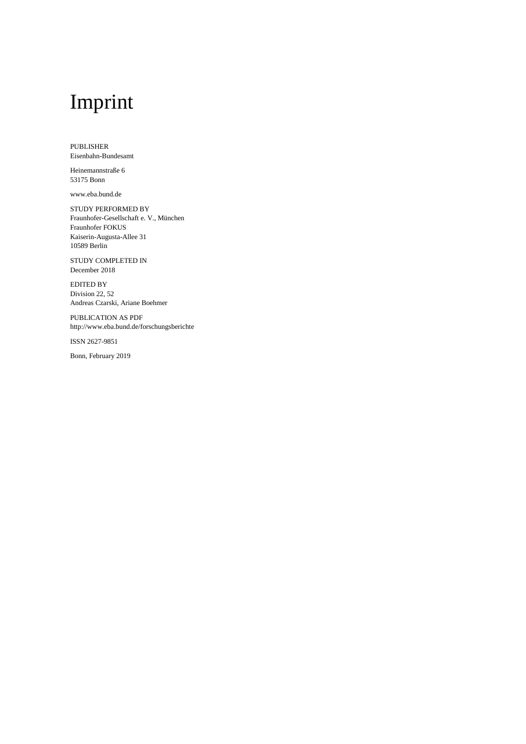# Imprint

PUBLISHER
Eisenbahn-Bundesamt

Heinemannstraße 6
53175 Bonn

www.eba.bund.de

STUDY PERFORMED BY
Fraunhofer-Gesellschaft e. V., München
Fraunhofer FOKUS
Kaiserin-Augusta-Allee 31
10589 Berlin

STUDY COMPLETED IN
December 2018

EDITED BY
Division 22, 52
Andreas Czarski, Ariane Boehmer

PUBLICATION AS PDF
http://www.eba.bund.de/forschungsberichte

ISSN 2627-9851

Bonn, February 2019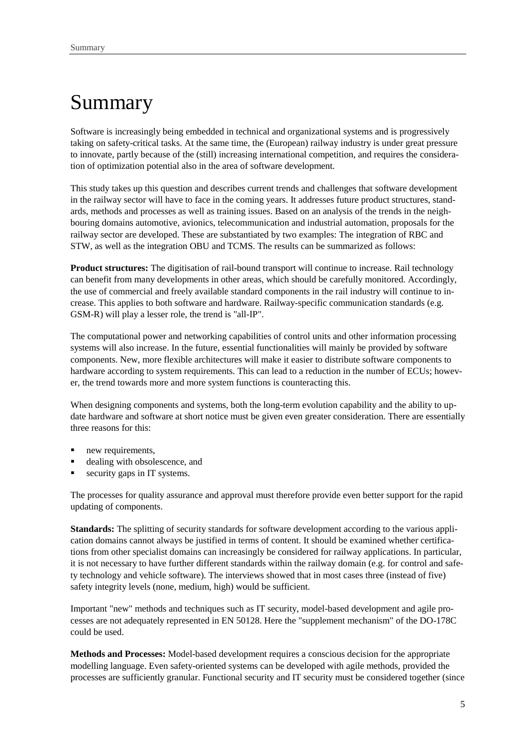# Summary

Software is increasingly being embedded in technical and organizational systems and is progressively taking on safety-critical tasks. At the same time, the (European) railway industry is under great pressure to innovate, partly because of the (still) increasing international competition, and requires the consideration of optimization potential also in the area of software development.

This study takes up this question and describes current trends and challenges that software development in the railway sector will have to face in the coming years. It addresses future product structures, standards, methods and processes as well as training issues. Based on an analysis of the trends in the neighbouring domains automotive, avionics, telecommunication and industrial automation, proposals for the railway sector are developed. These are substantiated by two examples: The integration of RBC and STW, as well as the integration OBU and TCMS. The results can be summarized as follows:

**Product structures:** The digitisation of rail-bound transport will continue to increase. Rail technology can benefit from many developments in other areas, which should be carefully monitored. Accordingly, the use of commercial and freely available standard components in the rail industry will continue to increase. This applies to both software and hardware. Railway-specific communication standards (e.g. GSM-R) will play a lesser role, the trend is "all-IP".

The computational power and networking capabilities of control units and other information processing systems will also increase. In the future, essential functionalities will mainly be provided by software components. New, more flexible architectures will make it easier to distribute software components to hardware according to system requirements. This can lead to a reduction in the number of ECUs; however, the trend towards more and more system functions is counteracting this.

When designing components and systems, both the long-term evolution capability and the ability to update hardware and software at short notice must be given even greater consideration. There are essentially three reasons for this:

- new requirements,
- dealing with obsolescence, and
- security gaps in IT systems.

The processes for quality assurance and approval must therefore provide even better support for the rapid updating of components.

**Standards:** The splitting of security standards for software development according to the various application domains cannot always be justified in terms of content. It should be examined whether certifications from other specialist domains can increasingly be considered for railway applications. In particular, it is not necessary to have further different standards within the railway domain (e.g. for control and safety technology and vehicle software). The interviews showed that in most cases three (instead of five) safety integrity levels (none, medium, high) would be sufficient.

Important "new" methods and techniques such as IT security, model-based development and agile processes are not adequately represented in EN 50128. Here the "supplement mechanism" of the DO-178C could be used.

**Methods and Processes:** Model-based development requires a conscious decision for the appropriate modelling language. Even safety-oriented systems can be developed with agile methods, provided the processes are sufficiently granular. Functional security and IT security must be considered together (since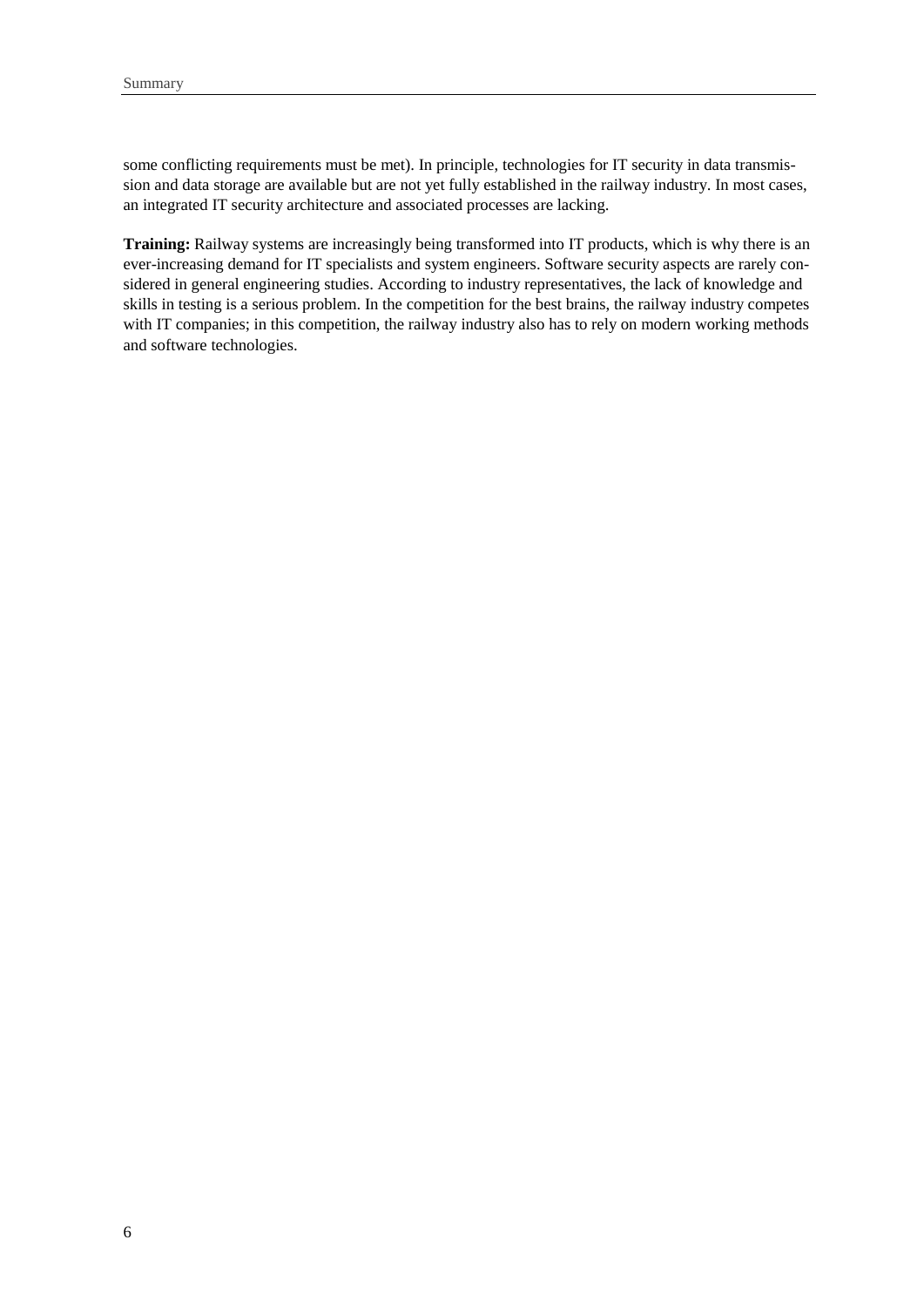some conflicting requirements must be met). In principle, technologies for IT security in data transmission and data storage are available but are not yet fully established in the railway industry. In most cases, an integrated IT security architecture and associated processes are lacking.

**Training:** Railway systems are increasingly being transformed into IT products, which is why there is an ever-increasing demand for IT specialists and system engineers. Software security aspects are rarely considered in general engineering studies. According to industry representatives, the lack of knowledge and skills in testing is a serious problem. In the competition for the best brains, the railway industry competes with IT companies; in this competition, the railway industry also has to rely on modern working methods and software technologies.